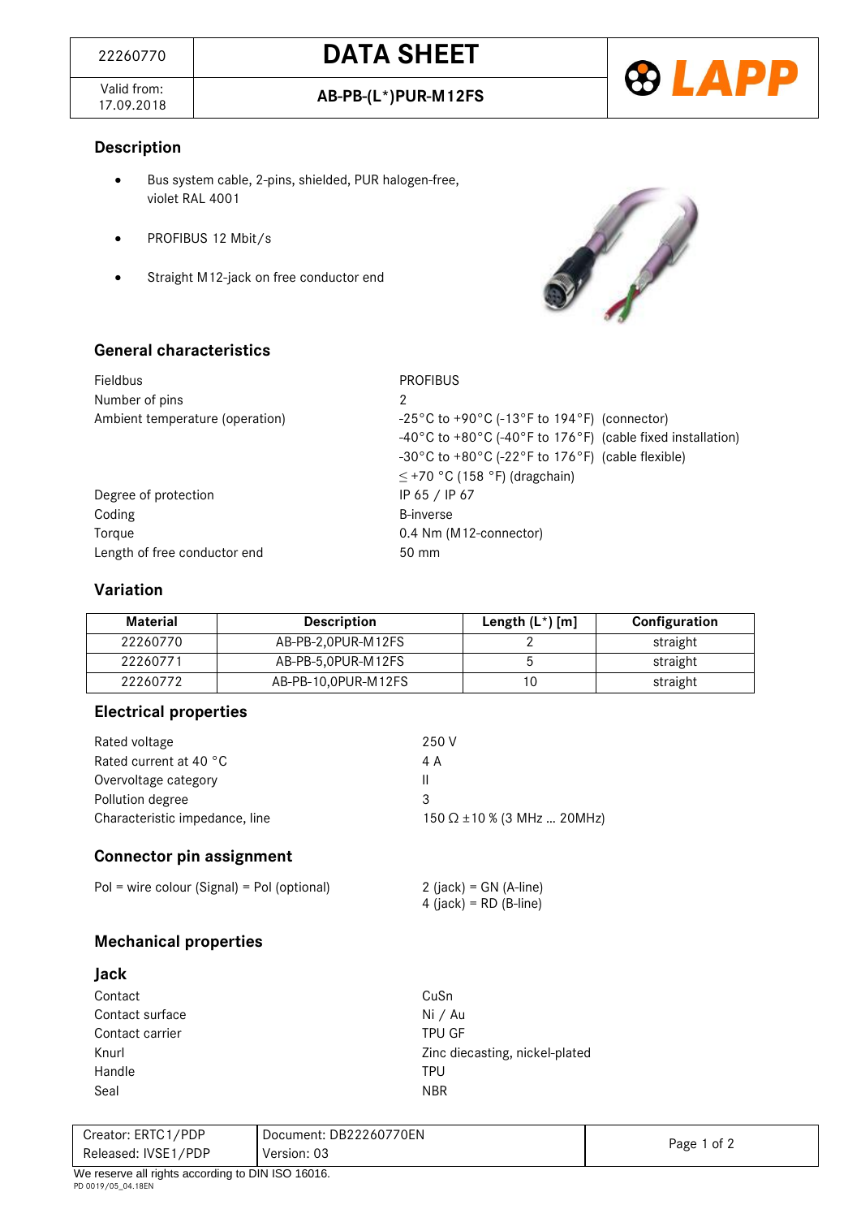| 22260770 | **DATA SHEET** | LAPP |
|---|---|---|
| Valid from: 17.09.2018 | **AB-PB-(L*)PUR-M12FS** | |

## Description

- Bus system cable, 2-pins, shielded, PUR halogen-free, violet RAL 4001
- PROFIBUS 12 Mbit/s
- Straight M12-jack on free conductor end

## General characteristics

| | |
|---|---|
| Fieldbus | PROFIBUS |
| Number of pins | 2 |
| Ambient temperature (operation) | -25°C to +90°C (-13°F to 194°F) (connector)<br>-40°C to +80°C (-40°F to 176°F) (cable fixed installation)<br>-30°C to +80°C (-22°F to 176°F) (cable flexible)<br>≤ +70 °C (158 °F) (dragchain) |
| Degree of protection | IP 65 / IP 67 |
| Coding | B-inverse |
| Torque | 0.4 Nm (M12-connector) |
| Length of free conductor end | 50 mm |

## Variation

| Material | Description | Length (L*) [m] | Configuration |
|---|---|---|---|
| 22260770 | AB-PB-2,0PUR-M12FS | 2 | straight |
| 22260771 | AB-PB-5,0PUR-M12FS | 5 | straight |
| 22260772 | AB-PB-10,0PUR-M12FS | 10 | straight |

## Electrical properties

| | |
|---|---|
| Rated voltage | 250 V |
| Rated current at 40 °C | 4 A |
| Overvoltage category | II |
| Pollution degree | 3 |
| Characteristic impedance, line | 150 Ω ±10 % (3 MHz … 20MHz) |

## Connector pin assignment

| | |
|---|---|
| Pol = wire colour (Signal) = Pol (optional) | 2 (jack) = GN (A-line)<br>4 (jack) = RD (B-line) |

## Mechanical properties

### Jack

| | |
|---|---|
| Contact | CuSn |
| Contact surface | Ni / Au |
| Contact carrier | TPU GF |
| Knurl | Zinc diecasting, nickel-plated |
| Handle | TPU |
| Seal | NBR |

| Creator: ERTC1/PDP<br>Released: IVSE1/PDP | Document: DB22260770EN<br>Version: 03 |
|---|---|

We reserve all rights according to DIN ISO 16016.

PD 0019/05_04.18EN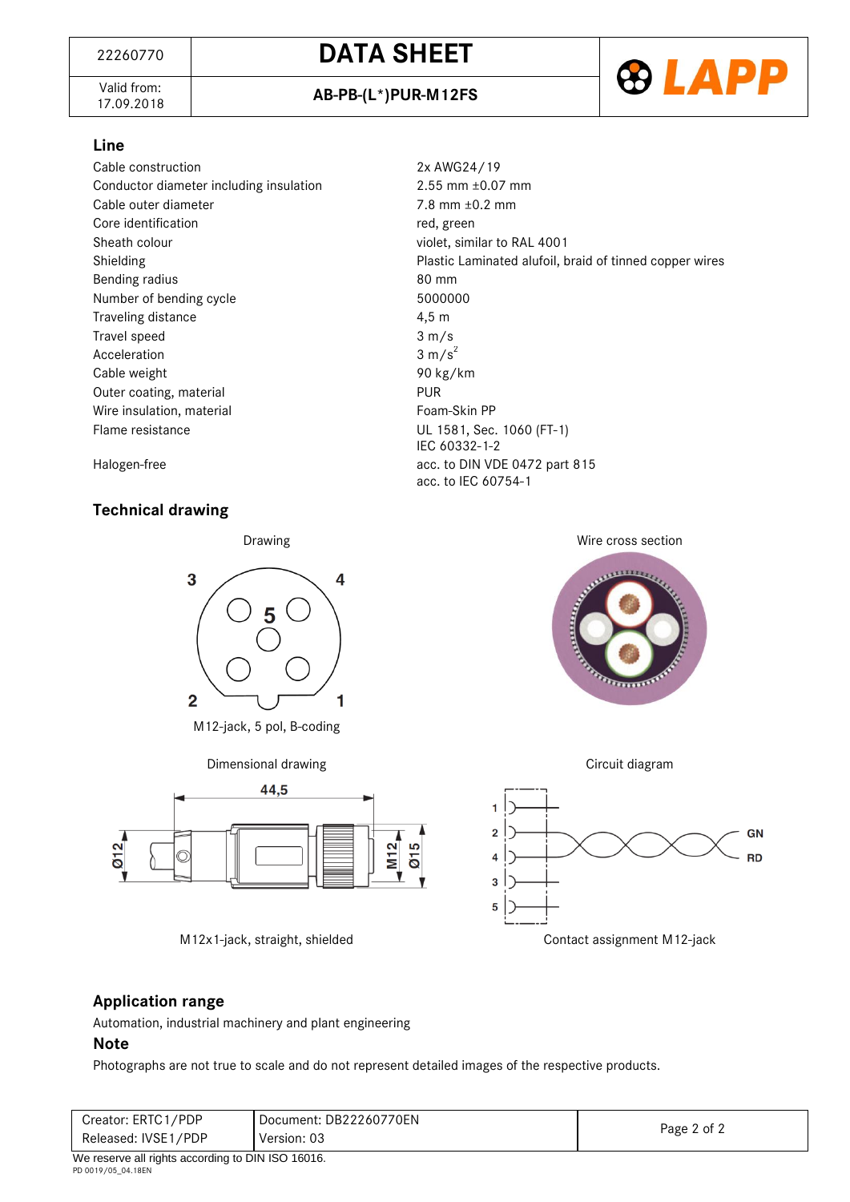| 22260770 | DATA SHEET |
|---|---|
| Valid from: 17.09.2018 | AB-PB-(L*)PUR-M12FS |

## Line

| | |
|---|---|
| Cable construction | 2x AWG24/19 |
| Conductor diameter including insulation | 2.55 mm ±0.07 mm |
| Cable outer diameter | 7.8 mm ±0.2 mm |
| Core identification | red, green |
| Sheath colour | violet, similar to RAL 4001 |
| Shielding | Plastic Laminated alufoil, braid of tinned copper wires |
| Bending radius | 80 mm |
| Number of bending cycle | 5000000 |
| Traveling distance | 4,5 m |
| Travel speed | 3 m/s |
| Acceleration | 3 m/s² |
| Cable weight | 90 kg/km |
| Outer coating, material | PUR |
| Wire insulation, material | Foam-Skin PP |
| Flame resistance | UL 1581, Sec. 1060 (FT-1)<br>IEC 60332-1-2 |
| Halogen-free | acc. to DIN VDE 0472 part 815<br>acc. to IEC 60754-1 |

## Technical drawing

Drawing

3 4 5 2 1

M12-jack, 5 pol, B-coding

Wire cross section

Dimensional drawing

44,5

Ø12 M12 Ø15

M12x1-jack, straight, shielded

Circuit diagram

1 2 4 3 5 GN RD

Contact assignment M12-jack

## Application range

Automation, industrial machinery and plant engineering

## Note

Photographs are not true to scale and do not represent detailed images of the respective products.

| | | |
|---|---|---|
| Creator: ERTC1/PDP<br>Released: IVSE1/PDP | Document: DB22260770EN<br>Version: 03 | |

We reserve all rights according to DIN ISO 16016.

PD 0019/05_04.18EN